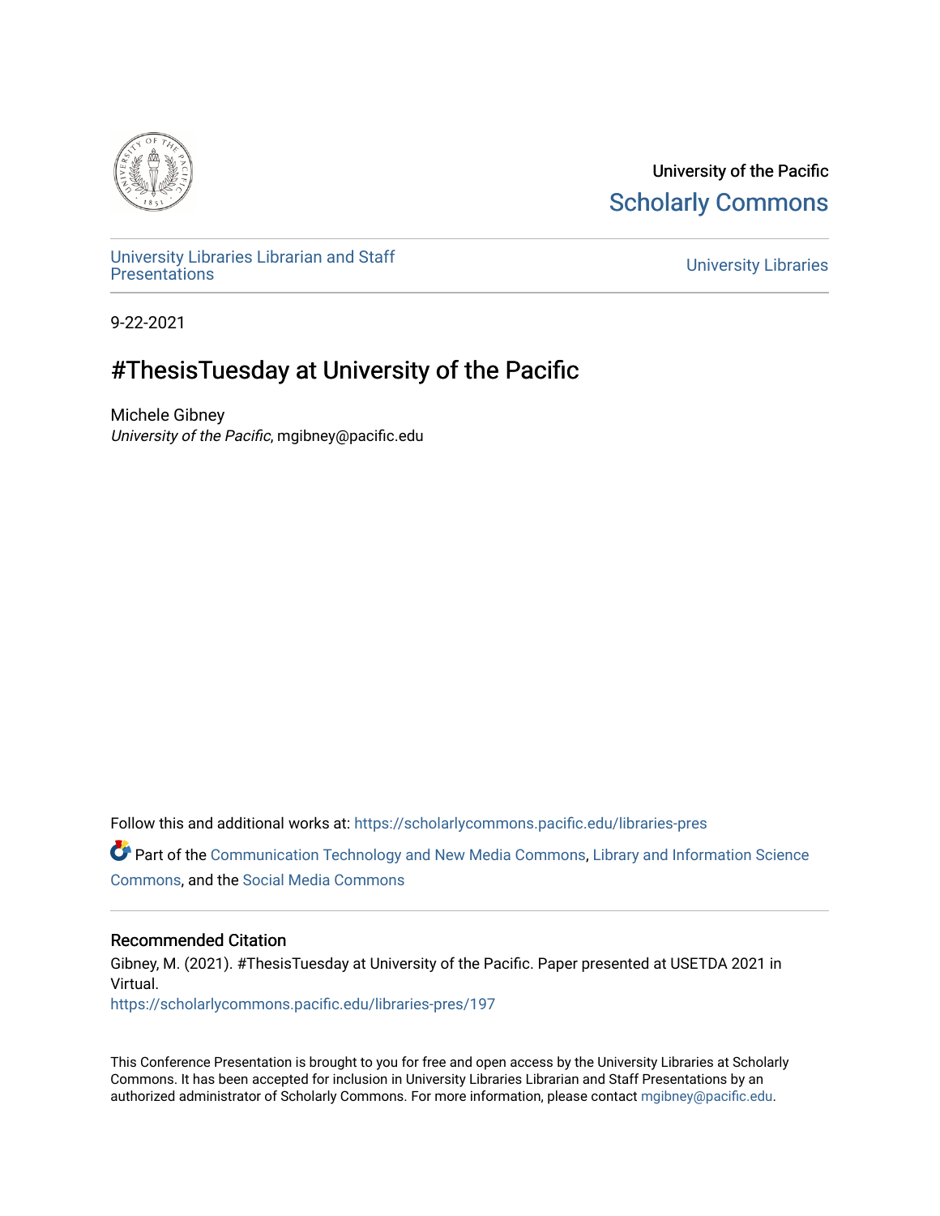University of the Pacific
Scholarly Commons

University Libraries Librarian and Staff Presentations

University Libraries

9-22-2021

# #ThesisTuesday at University of the Pacific

Michele Gibney
*University of the Pacific*, mgibney@pacific.edu

Follow this and additional works at: https://scholarlycommons.pacific.edu/libraries-pres

Part of the Communication Technology and New Media Commons, Library and Information Science Commons, and the Social Media Commons

## Recommended Citation

Gibney, M. (2021). #ThesisTuesday at University of the Pacific. Paper presented at USETDA 2021 in Virtual.
https://scholarlycommons.pacific.edu/libraries-pres/197

This Conference Presentation is brought to you for free and open access by the University Libraries at Scholarly Commons. It has been accepted for inclusion in University Libraries Librarian and Staff Presentations by an authorized administrator of Scholarly Commons. For more information, please contact mgibney@pacific.edu.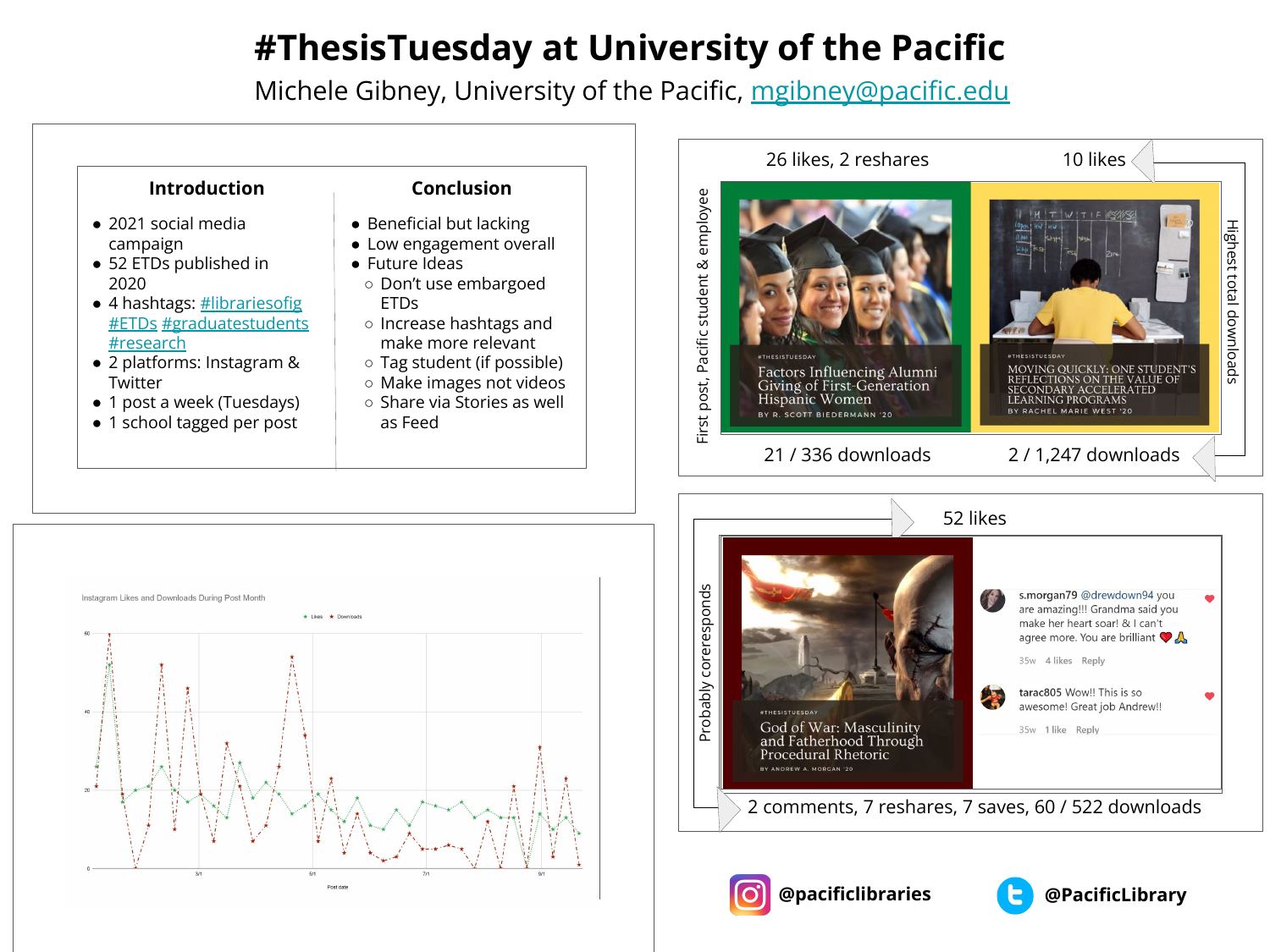# #ThesisTuesday at University of the Pacific

Michele Gibney, University of the Pacific, [mgibney@pacific.edu](mailto:mgibney@pacific.edu)

## Introduction

- 2021 social media campaign
- 52 ETDs published in 2020
- 4 hashtags: #librariesofig #ETDs #graduatestudents #research
- 2 platforms: Instagram & Twitter
- 1 post a week (Tuesdays)
- 1 school tagged per post

## Conclusion

- Beneficial but lacking
- Low engagement overall
- Future Ideas
  - Don't use embargoed ETDs
  - Increase hashtags and make more relevant
  - Tag student (if possible)
  - Make images not videos
  - Share via Stories as well as Feed

Instagram Likes and Downloads During Post Month

Likes Downloads

60
40
20
0

3/1 5/1 7/1 9/1

Post date

First post, Pacific student & employee

26 likes, 2 reshares

#THESISTUESDAY
Factors Influencing Alumni Giving of First-Generation Hispanic Women
BY R. SCOTT BIEDERMANN '20

21 / 336 downloads

Highest total downloads

10 likes

#THESISTUESDAY
MOVING QUICKLY: ONE STUDENT'S REFLECTIONS ON THE VALUE OF SECONDARY ACCELERATED LEARNING PROGRAMS
BY RACHEL MARIE WEST '20

2 / 1,247 downloads

Probably corresponds

52 likes

#THESISTUESDAY
God of War: Masculinity and Fatherhood Through Procedural Rhetoric
BY ANDREW A. MORGAN '20

s.morgan79 @drewdown94 you are amazing!!! Grandma said you make her heart soar! & I can't agree more. You are brilliant ❤️🙏
35w 4 likes Reply

tarac805 Wow!! This is so awesome! Great job Andrew!!
35w 1 like Reply

2 comments, 7 reshares, 7 saves, 60 / 522 downloads

@pacificlibraries

@PacificLibrary